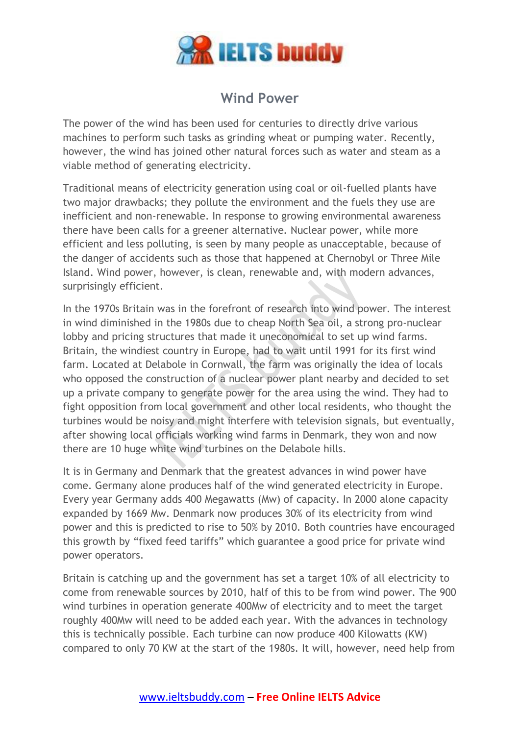# Wind Power

The power of the wind has been used for centuries to directly drive various machines to perform such tasks as grinding wheat or pumping water. Recently, however, the wind has joined other natural forces such as water and steam as a viable method of generating electricity.

Traditional means of electricity generation using coal or oil-fuelled plants have two major drawbacks; they pollute the environment and the fuels they use are inefficient and non-renewable. In response to growing environmental awareness there have been calls for a greener alternative. Nuclear power, while more efficient and less polluting, is seen by many people as unacceptable, because of the danger of accidents such as those that happened at Chernobyl or Three Mile Island. Wind power, however, is clean, renewable and, with modern advances, surprisingly efficient.

In the 1970s Britain was in the forefront of research into wind power. The interest in wind diminished in the 1980s due to cheap North Sea oil, a strong pro-nuclear lobby and pricing structures that made it uneconomical to set up wind farms. Britain, the windiest country in Europe, had to wait until 1991 for its first wind farm. Located at Delabole in Cornwall, the farm was originally the idea of locals who opposed the construction of a nuclear power plant nearby and decided to set up a private company to generate power for the area using the wind. They had to fight opposition from local government and other local residents, who thought the turbines would be noisy and might interfere with television signals, but eventually, after showing local officials working wind farms in Denmark, they won and now there are 10 huge white wind turbines on the Delabole hills.

It is in Germany and Denmark that the greatest advances in wind power have come. Germany alone produces half of the wind generated electricity in Europe. Every year Germany adds 400 Megawatts (Mw) of capacity. In 2000 alone capacity expanded by 1669 Mw. Denmark now produces 30% of its electricity from wind power and this is predicted to rise to 50% by 2010. Both countries have encouraged this growth by "fixed feed tariffs" which guarantee a good price for private wind power operators.

Britain is catching up and the government has set a target 10% of all electricity to come from renewable sources by 2010, half of this to be from wind power. The 900 wind turbines in operation generate 400Mw of electricity and to meet the target roughly 400Mw will need to be added each year. With the advances in technology this is technically possible. Each turbine can now produce 400 Kilowatts (KW) compared to only 70 KW at the start of the 1980s. It will, however, need help from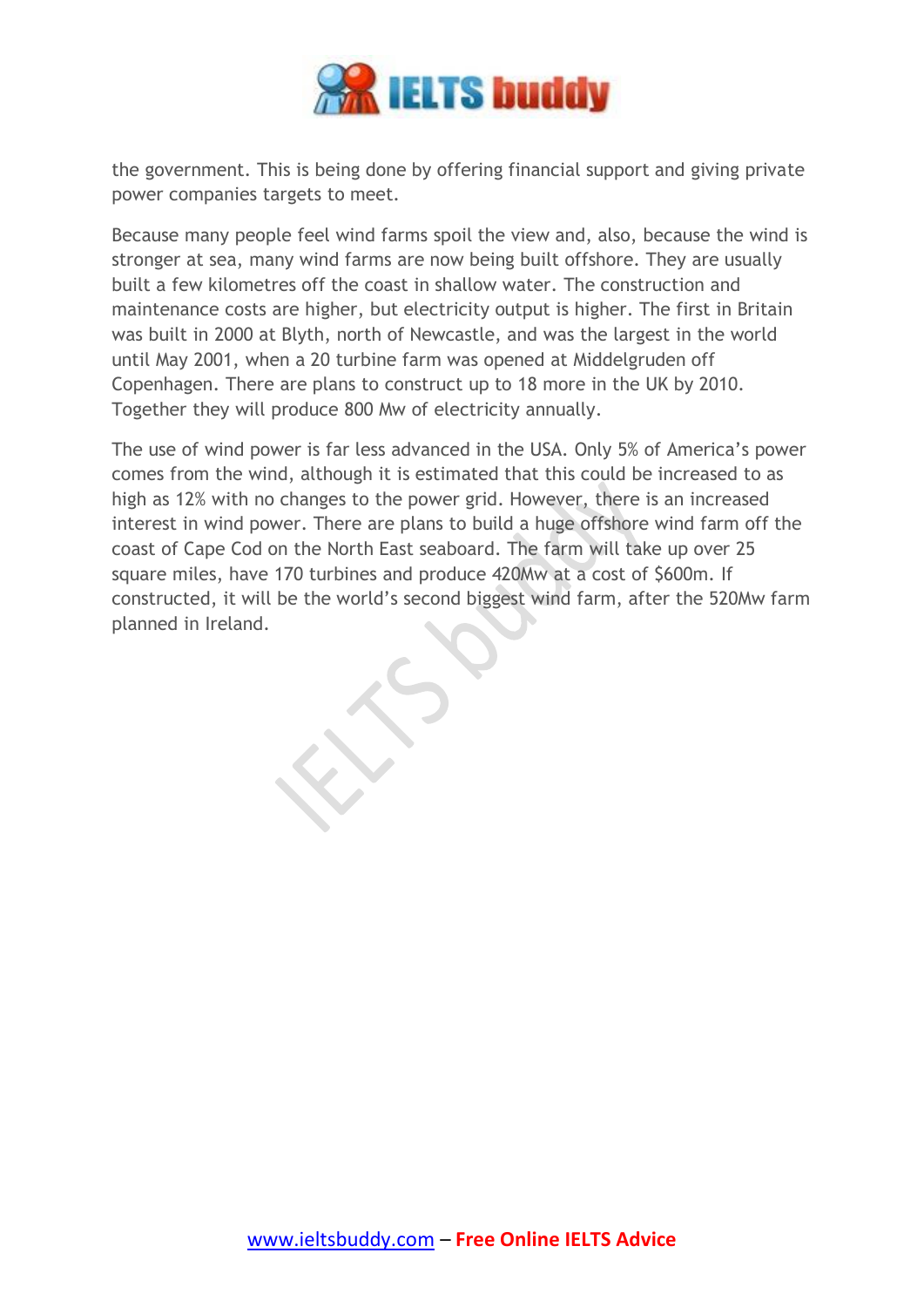the government. This is being done by offering financial support and giving private power companies targets to meet.

Because many people feel wind farms spoil the view and, also, because the wind is stronger at sea, many wind farms are now being built offshore. They are usually built a few kilometres off the coast in shallow water. The construction and maintenance costs are higher, but electricity output is higher. The first in Britain was built in 2000 at Blyth, north of Newcastle, and was the largest in the world until May 2001, when a 20 turbine farm was opened at Middelgruden off Copenhagen. There are plans to construct up to 18 more in the UK by 2010. Together they will produce 800 Mw of electricity annually.

The use of wind power is far less advanced in the USA. Only 5% of America's power comes from the wind, although it is estimated that this could be increased to as high as 12% with no changes to the power grid. However, there is an increased interest in wind power. There are plans to build a huge offshore wind farm off the coast of Cape Cod on the North East seaboard. The farm will take up over 25 square miles, have 170 turbines and produce 420Mw at a cost of $600m. If constructed, it will be the world's second biggest wind farm, after the 520Mw farm planned in Ireland.